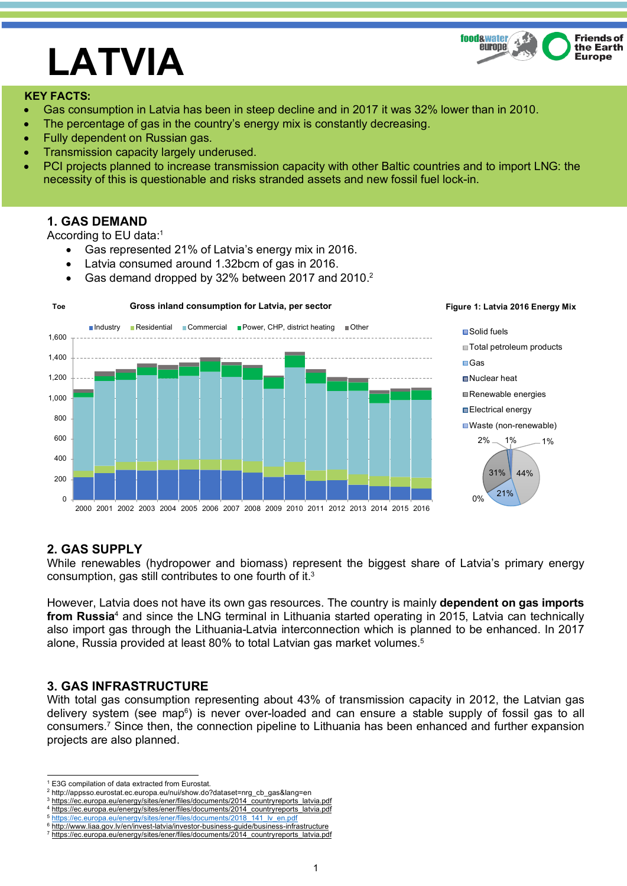# LATVIA

**KEY FACTS:**

- Gas consumption in Latvia has been in steep decline and in 2017 it was 32% lower than in 2010.
- The percentage of gas in the country's energy mix is constantly decreasing.
- Fully dependent on Russian gas.
- Transmission capacity largely underused.
- PCI projects planned to increase transmission capacity with other Baltic countries and to import LNG: the necessity of this is questionable and risks stranded assets and new fossil fuel lock-in.

## 1. GAS DEMAND

According to EU data:[1]

- Gas represented 21% of Latvia's energy mix in 2016.
- Latvia consumed around 1.32bcm of gas in 2016.
- Gas demand dropped by 32% between 2017 and 2010.[2]

Gross inland consumption for Latvia, per sector

Figure 1: Latvia 2016 Energy Mix

## 2. GAS SUPPLY

While renewables (hydropower and biomass) represent the biggest share of Latvia's primary energy consumption, gas still contributes to one fourth of it.[3]

However, Latvia does not have its own gas resources. The country is mainly **dependent on gas imports from Russia**[4] and since the LNG terminal in Lithuania started operating in 2015, Latvia can technically also import gas through the Lithuania-Latvia interconnection which is planned to be enhanced. In 2017 alone, Russia provided at least 80% to total Latvian gas market volumes.[5]

## 3. GAS INFRASTRUCTURE

With total gas consumption representing about 43% of transmission capacity in 2012, the Latvian gas delivery system (see map[6]) is never over-loaded and can ensure a stable supply of fossil gas to all consumers.[7] Since then, the connection pipeline to Lithuania has been enhanced and further expansion projects are also planned.

---

[1] E3G compilation of data extracted from Eurostat.
[2] http://appsso.eurostat.ec.europa.eu/nui/show.do?dataset=nrg_cb_gas&lang=en
[3] https://ec.europa.eu/energy/sites/ener/files/documents/2014_countryreports_latvia.pdf
[4] https://ec.europa.eu/energy/sites/ener/files/documents/2014_countryreports_latvia.pdf
[5] https://ec.europa.eu/energy/sites/ener/files/documents/2018_141_lv_en.pdf
[6] http://www.liaa.gov.lv/en/invest-latvia/investor-business-guide/business-infrastructure
[7] https://ec.europa.eu/energy/sites/ener/files/documents/2014_countryreports_latvia.pdf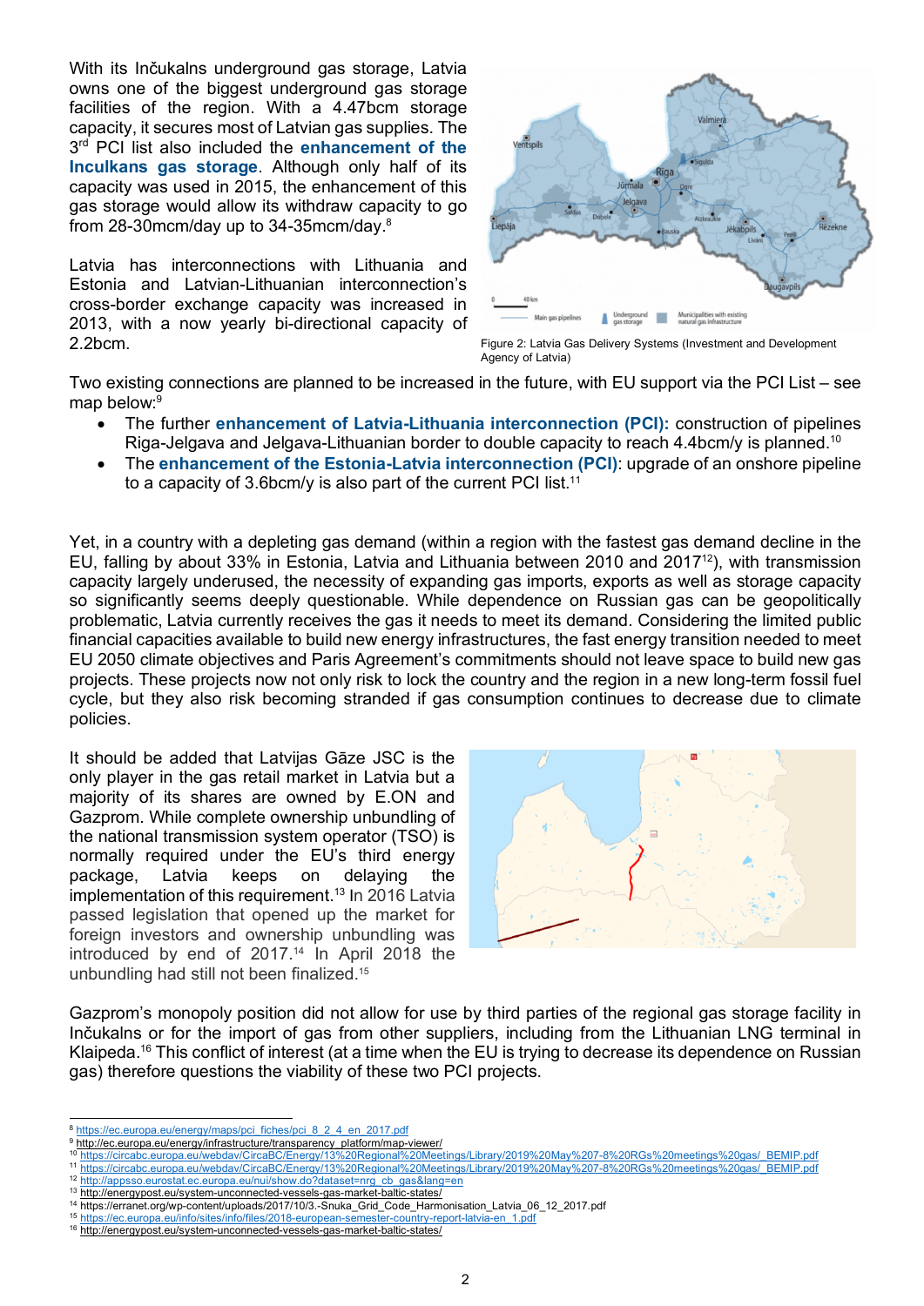With its Inčukalns underground gas storage, Latvia owns one of the biggest underground gas storage facilities of the region. With a 4.47bcm storage capacity, it secures most of Latvian gas supplies. The 3rd PCI list also included the **enhancement of the Inculkans gas storage**. Although only half of its capacity was used in 2015, the enhancement of this gas storage would allow its withdraw capacity to go from 28-30mcm/day up to 34-35mcm/day.[8]

Latvia has interconnections with Lithuania and Estonia and Latvian-Lithuanian interconnection's cross-border exchange capacity was increased in 2013, with a now yearly bi-directional capacity of 2.2bcm.

Figure 2: Latvia Gas Delivery Systems (Investment and Development Agency of Latvia)

Two existing connections are planned to be increased in the future, with EU support via the PCI List – see map below:[9]

- The further **enhancement of Latvia-Lithuania interconnection (PCI):** construction of pipelines Riga-Jelgava and Jelgava-Lithuanian border to double capacity to reach 4.4bcm/y is planned.[10]
- The **enhancement of the Estonia-Latvia interconnection (PCI)**: upgrade of an onshore pipeline to a capacity of 3.6bcm/y is also part of the current PCI list.[11]

Yet, in a country with a depleting gas demand (within a region with the fastest gas demand decline in the EU, falling by about 33% in Estonia, Latvia and Lithuania between 2010 and 2017[12]), with transmission capacity largely underused, the necessity of expanding gas imports, exports as well as storage capacity so significantly seems deeply questionable. While dependence on Russian gas can be geopolitically problematic, Latvia currently receives the gas it needs to meet its demand. Considering the limited public financial capacities available to build new energy infrastructures, the fast energy transition needed to meet EU 2050 climate objectives and Paris Agreement's commitments should not leave space to build new gas projects. These projects now not only risk to lock the country and the region in a new long-term fossil fuel cycle, but they also risk becoming stranded if gas consumption continues to decrease due to climate policies.

It should be added that Latvijas Gāze JSC is the only player in the gas retail market in Latvia but a majority of its shares are owned by E.ON and Gazprom. While complete ownership unbundling of the national transmission system operator (TSO) is normally required under the EU's third energy package, Latvia keeps on delaying the implementation of this requirement.[13] In 2016 Latvia passed legislation that opened up the market for foreign investors and ownership unbundling was introduced by end of 2017.[14] In April 2018 the unbundling had still not been finalized.[15]

Gazprom's monopoly position did not allow for use by third parties of the regional gas storage facility in Inčukalns or for the import of gas from other suppliers, including from the Lithuanian LNG terminal in Klaipeda.[16] This conflict of interest (at a time when the EU is trying to decrease its dependence on Russian gas) therefore questions the viability of these two PCI projects.

---

[8] https://ec.europa.eu/energy/maps/pci_fiches/pci_8_2_4_en_2017.pdf
[9] http://ec.europa.eu/energy/infrastructure/transparency_platform/map-viewer/
[10] https://circabc.europa.eu/webdav/CircaBC/Energy/13%20Regional%20Meetings/Library/2019%20May%207-8%20RGs%20meetings%20gas/_BEMIP.pdf
[11] https://circabc.europa.eu/webdav/CircaBC/Energy/13%20Regional%20Meetings/Library/2019%20May%207-8%20RGs%20meetings%20gas/_BEMIP.pdf
[12] http://appsso.eurostat.ec.europa.eu/nui/show.do?dataset=nrg_cb_gas&lang=en
[13] http://energypost.eu/system-unconnected-vessels-gas-market-baltic-states/
[14] https://erranet.org/wp-content/uploads/2017/10/3.-Snuka_Grid_Code_Harmonisation_Latvia_06_12_2017.pdf
[15] https://ec.europa.eu/info/sites/info/files/2018-european-semester-country-report-latvia-en_1.pdf
[16] http://energypost.eu/system-unconnected-vessels-gas-market-baltic-states/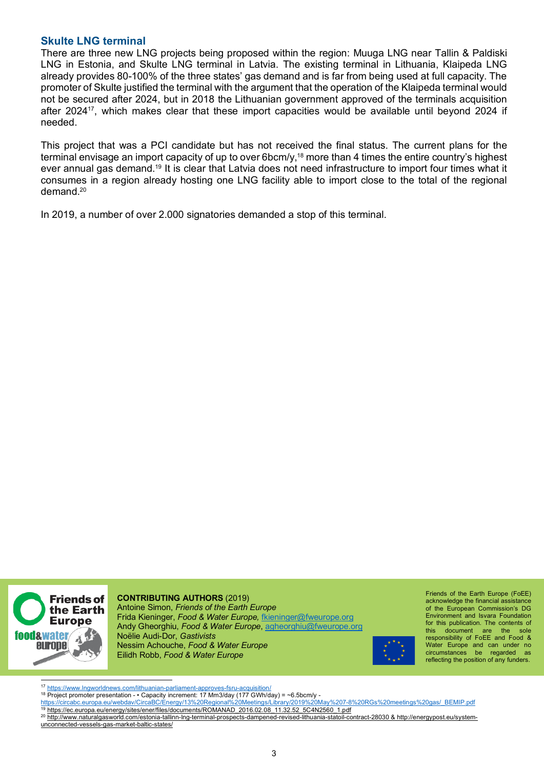## Skulte LNG terminal

There are three new LNG projects being proposed within the region: Muuga LNG near Tallin & Paldiski LNG in Estonia, and Skulte LNG terminal in Latvia. The existing terminal in Lithuania, Klaipeda LNG already provides 80-100% of the three states' gas demand and is far from being used at full capacity. The promoter of Skulte justified the terminal with the argument that the operation of the Klaipeda terminal would not be secured after 2024, but in 2018 the Lithuanian government approved of the terminals acquisition after 2024[17], which makes clear that these import capacities would be available until beyond 2024 if needed.

This project that was a PCI candidate but has not received the final status. The current plans for the terminal envisage an import capacity of up to over 6bcm/y,[18] more than 4 times the entire country's highest ever annual gas demand.[19] It is clear that Latvia does not need infrastructure to import four times what it consumes in a region already hosting one LNG facility able to import close to the total of the regional demand.[20]

In 2019, a number of over 2.000 signatories demanded a stop of this terminal.

**CONTRIBUTING AUTHORS** (2019)
Antoine Simon, *Friends of the Earth Europe*
Frida Kieninger, *Food & Water Europe,* fkieninger@fweurope.org
Andy Gheorghiu, *Food & Water Europe*, agheorghiu@fweurope.org
Noëlie Audi-Dor, *Gastivists*
Nessim Achouche, *Food & Water Europe*
Eilidh Robb, *Food & Water Europe*

Friends of the Earth Europe (FoEE) acknowledge the financial assistance of the European Commission's DG Environment and Isvara Foundation for this publication. The contents of this document are the sole responsibility of FoEE and Food & Water Europe and can under no circumstances be regarded as reflecting the position of any funders.

---

[17] https://www.lngworldnews.com/lithuanian-parliament-approves-fsru-acquisition/

[18] Project promoter presentation - • Capacity increment: 17 Mm3/day (177 GWh/day) = ~6.5bcm/y - https://circabc.europa.eu/webdav/CircaBC/Energy/13%20Regional%20Meetings/Library/2019%20May%207-8%20RGs%20meetings%20gas/_BEMIP.pdf

[19] https://ec.europa.eu/energy/sites/ener/files/documents/ROMANAD_2016.02.08_11.32.52_5C4N2560_1.pdf

[20] http://www.naturalgasworld.com/estonia-tallinn-lng-terminal-prospects-dampened-revised-lithuania-statoil-contract-28030 & http://energypost.eu/system-unconnected-vessels-gas-market-baltic-states/